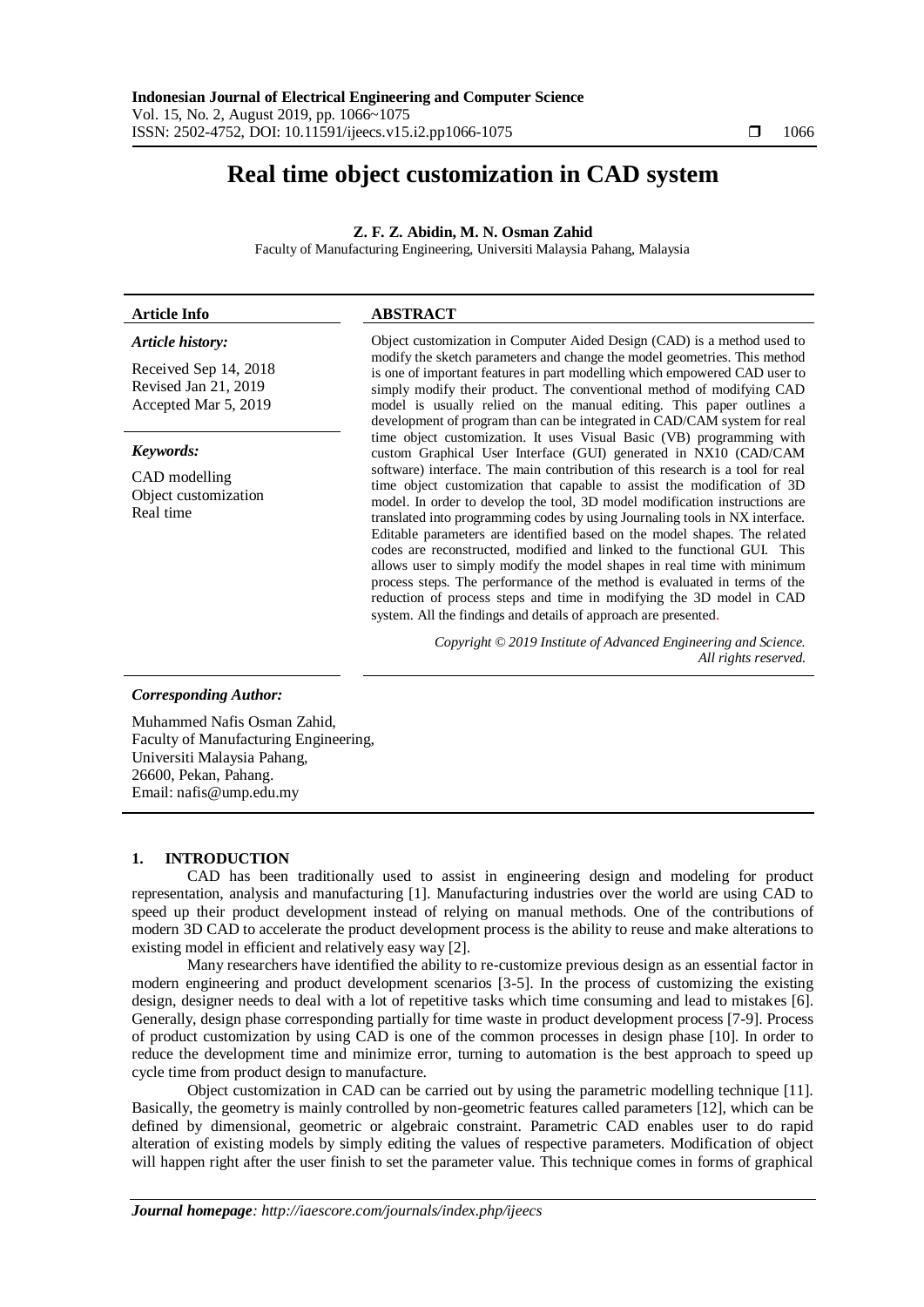# Real time object customization in CAD system

**Z. F. Z. Abidin, M. N. Osman Zahid**

Faculty of Manufacturing Engineering, Universiti Malaysia Pahang, Malaysia

**Article Info**

***Article history:***

Received Sep 14, 2018
Revised Jan 21, 2019
Accepted Mar 5, 2019

***Keywords:***

CAD modelling
Object customization
Real time

**ABSTRACT**

Object customization in Computer Aided Design (CAD) is a method used to modify the sketch parameters and change the model geometries. This method is one of important features in part modelling which empowered CAD user to simply modify their product. The conventional method of modifying CAD model is usually relied on the manual editing. This paper outlines a development of program than can be integrated in CAD/CAM system for real time object customization. It uses Visual Basic (VB) programming with custom Graphical User Interface (GUI) generated in NX10 (CAD/CAM software) interface. The main contribution of this research is a tool for real time object customization that capable to assist the modification of 3D model. In order to develop the tool, 3D model modification instructions are translated into programming codes by using Journaling tools in NX interface. Editable parameters are identified based on the model shapes. The related codes are reconstructed, modified and linked to the functional GUI. This allows user to simply modify the model shapes in real time with minimum process steps. The performance of the method is evaluated in terms of the reduction of process steps and time in modifying the 3D model in CAD system. All the findings and details of approach are presented.

*Copyright © 2019 Institute of Advanced Engineering and Science. All rights reserved.*

***Corresponding Author:***

Muhammed Nafis Osman Zahid,
Faculty of Manufacturing Engineering,
Universiti Malaysia Pahang,
26600, Pekan, Pahang.
Email: nafis@ump.edu.my

## 1. INTRODUCTION

CAD has been traditionally used to assist in engineering design and modeling for product representation, analysis and manufacturing [1]. Manufacturing industries over the world are using CAD to speed up their product development instead of relying on manual methods. One of the contributions of modern 3D CAD to accelerate the product development process is the ability to reuse and make alterations to existing model in efficient and relatively easy way [2].

Many researchers have identified the ability to re-customize previous design as an essential factor in modern engineering and product development scenarios [3-5]. In the process of customizing the existing design, designer needs to deal with a lot of repetitive tasks which time consuming and lead to mistakes [6]. Generally, design phase corresponding partially for time waste in product development process [7-9]. Process of product customization by using CAD is one of the common processes in design phase [10]. In order to reduce the development time and minimize error, turning to automation is the best approach to speed up cycle time from product design to manufacture.

Object customization in CAD can be carried out by using the parametric modelling technique [11]. Basically, the geometry is mainly controlled by non-geometric features called parameters [12], which can be defined by dimensional, geometric or algebraic constraint. Parametric CAD enables user to do rapid alteration of existing models by simply editing the values of respective parameters. Modification of object will happen right after the user finish to set the parameter value. This technique comes in forms of graphical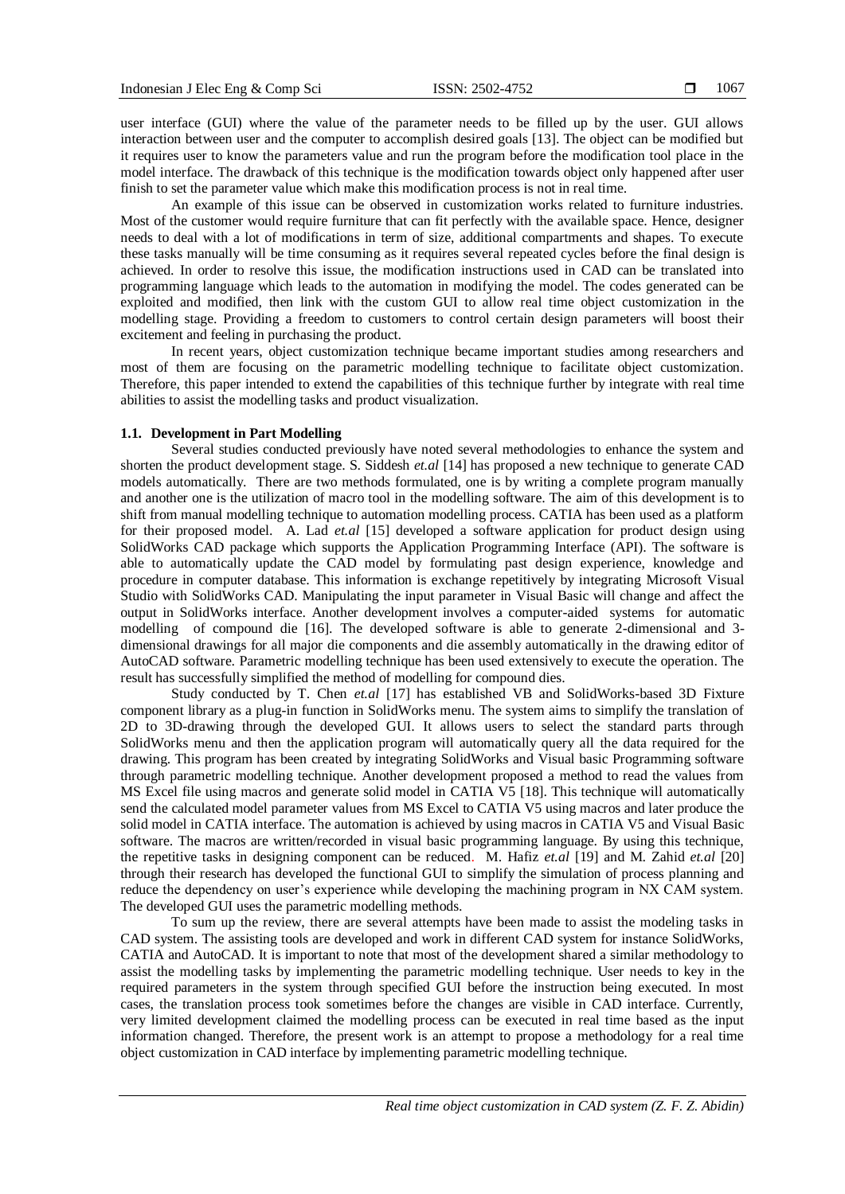user interface (GUI) where the value of the parameter needs to be filled up by the user. GUI allows interaction between user and the computer to accomplish desired goals [13]. The object can be modified but it requires user to know the parameters value and run the program before the modification tool place in the model interface. The drawback of this technique is the modification towards object only happened after user finish to set the parameter value which make this modification process is not in real time.

An example of this issue can be observed in customization works related to furniture industries. Most of the customer would require furniture that can fit perfectly with the available space. Hence, designer needs to deal with a lot of modifications in term of size, additional compartments and shapes. To execute these tasks manually will be time consuming as it requires several repeated cycles before the final design is achieved. In order to resolve this issue, the modification instructions used in CAD can be translated into programming language which leads to the automation in modifying the model. The codes generated can be exploited and modified, then link with the custom GUI to allow real time object customization in the modelling stage. Providing a freedom to customers to control certain design parameters will boost their excitement and feeling in purchasing the product.

In recent years, object customization technique became important studies among researchers and most of them are focusing on the parametric modelling technique to facilitate object customization. Therefore, this paper intended to extend the capabilities of this technique further by integrate with real time abilities to assist the modelling tasks and product visualization.

### 1.1. Development in Part Modelling

Several studies conducted previously have noted several methodologies to enhance the system and shorten the product development stage. S. Siddesh *et.al* [14] has proposed a new technique to generate CAD models automatically. There are two methods formulated, one is by writing a complete program manually and another one is the utilization of macro tool in the modelling software. The aim of this development is to shift from manual modelling technique to automation modelling process. CATIA has been used as a platform for their proposed model. A. Lad *et.al* [15] developed a software application for product design using SolidWorks CAD package which supports the Application Programming Interface (API). The software is able to automatically update the CAD model by formulating past design experience, knowledge and procedure in computer database. This information is exchange repetitively by integrating Microsoft Visual Studio with SolidWorks CAD. Manipulating the input parameter in Visual Basic will change and affect the output in SolidWorks interface. Another development involves a computer-aided systems for automatic modelling of compound die [16]. The developed software is able to generate 2-dimensional and 3-dimensional drawings for all major die components and die assembly automatically in the drawing editor of AutoCAD software. Parametric modelling technique has been used extensively to execute the operation. The result has successfully simplified the method of modelling for compound dies.

Study conducted by T. Chen *et.al* [17] has established VB and SolidWorks-based 3D Fixture component library as a plug-in function in SolidWorks menu. The system aims to simplify the translation of 2D to 3D-drawing through the developed GUI. It allows users to select the standard parts through SolidWorks menu and then the application program will automatically query all the data required for the drawing. This program has been created by integrating SolidWorks and Visual basic Programming software through parametric modelling technique. Another development proposed a method to read the values from MS Excel file using macros and generate solid model in CATIA V5 [18]. This technique will automatically send the calculated model parameter values from MS Excel to CATIA V5 using macros and later produce the solid model in CATIA interface. The automation is achieved by using macros in CATIA V5 and Visual Basic software. The macros are written/recorded in visual basic programming language. By using this technique, the repetitive tasks in designing component can be reduced. M. Hafiz *et.al* [19] and M. Zahid *et.al* [20] through their research has developed the functional GUI to simplify the simulation of process planning and reduce the dependency on user's experience while developing the machining program in NX CAM system. The developed GUI uses the parametric modelling methods.

To sum up the review, there are several attempts have been made to assist the modeling tasks in CAD system. The assisting tools are developed and work in different CAD system for instance SolidWorks, CATIA and AutoCAD. It is important to note that most of the development shared a similar methodology to assist the modelling tasks by implementing the parametric modelling technique. User needs to key in the required parameters in the system through specified GUI before the instruction being executed. In most cases, the translation process took sometimes before the changes are visible in CAD interface. Currently, very limited development claimed the modelling process can be executed in real time based as the input information changed. Therefore, the present work is an attempt to propose a methodology for a real time object customization in CAD interface by implementing parametric modelling technique.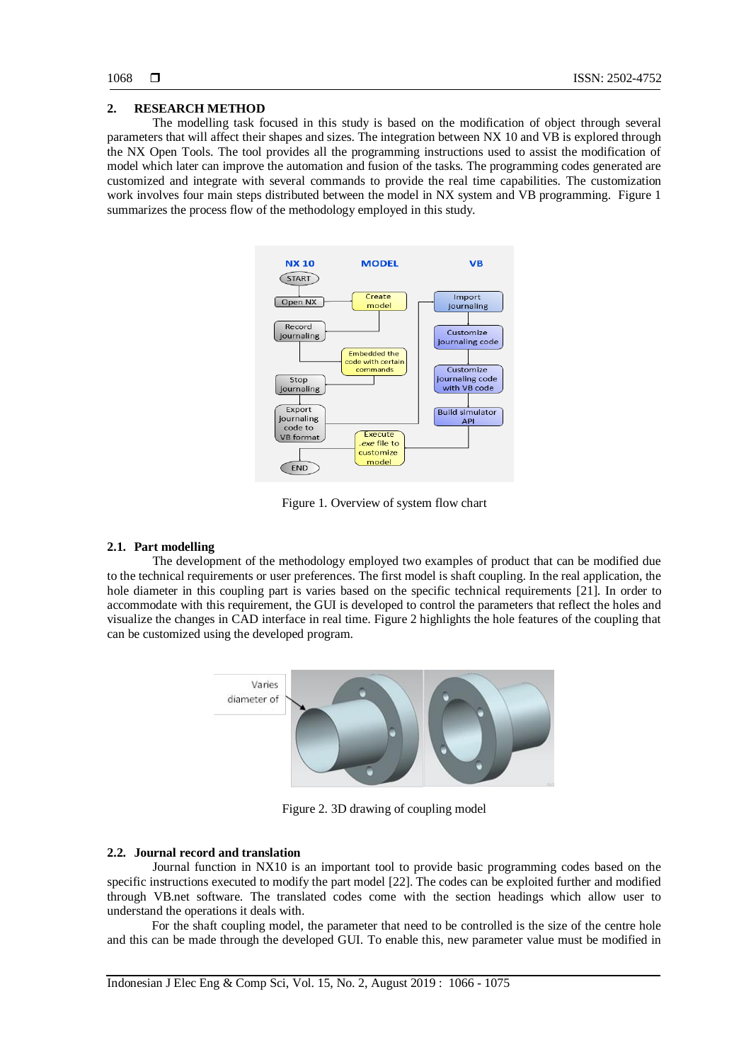## 2. RESEARCH METHOD

The modelling task focused in this study is based on the modification of object through several parameters that will affect their shapes and sizes. The integration between NX 10 and VB is explored through the NX Open Tools. The tool provides all the programming instructions used to assist the modification of model which later can improve the automation and fusion of the tasks. The programming codes generated are customized and integrate with several commands to provide the real time capabilities. The customization work involves four main steps distributed between the model in NX system and VB programming. Figure 1 summarizes the process flow of the methodology employed in this study.

Figure 1. Overview of system flow chart

### 2.1. Part modelling

The development of the methodology employed two examples of product that can be modified due to the technical requirements or user preferences. The first model is shaft coupling. In the real application, the hole diameter in this coupling part is varies based on the specific technical requirements [21]. In order to accommodate with this requirement, the GUI is developed to control the parameters that reflect the holes and visualize the changes in CAD interface in real time. Figure 2 highlights the hole features of the coupling that can be customized using the developed program.

Figure 2. 3D drawing of coupling model

### 2.2. Journal record and translation

Journal function in NX10 is an important tool to provide basic programming codes based on the specific instructions executed to modify the part model [22]. The codes can be exploited further and modified through VB.net software. The translated codes come with the section headings which allow user to understand the operations it deals with.

For the shaft coupling model, the parameter that need to be controlled is the size of the centre hole and this can be made through the developed GUI. To enable this, new parameter value must be modified in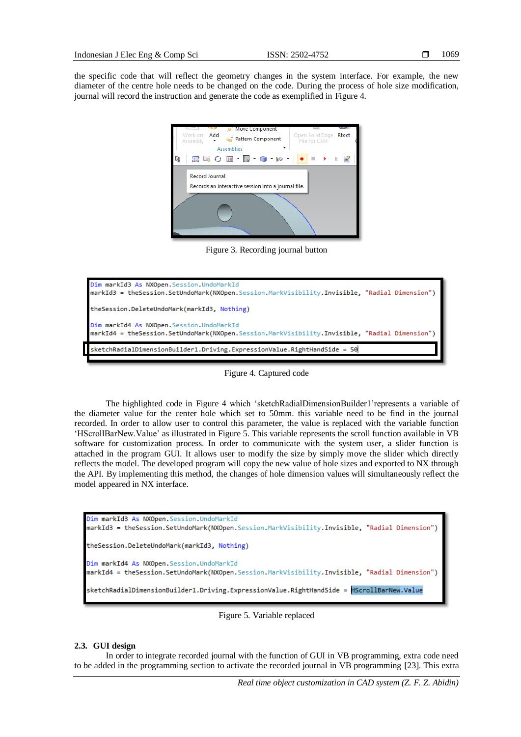the specific code that will reflect the geometry changes in the system interface. For example, the new diameter of the centre hole needs to be changed on the code. During the process of hole size modification, journal will record the instruction and generate the code as exemplified in Figure 4.

Figure 3. Recording journal button

```
Dim markId3 As NXOpen.Session.UndoMarkId
markId3 = theSession.SetUndoMark(NXOpen.Session.MarkVisibility.Invisible, "Radial Dimension")

theSession.DeleteUndoMark(markId3, Nothing)

Dim markId4 As NXOpen.Session.UndoMarkId
markId4 = theSession.SetUndoMark(NXOpen.Session.MarkVisibility.Invisible, "Radial Dimension")

sketchRadialDimensionBuilder1.Driving.ExpressionValue.RightHandSide = 50
```

Figure 4. Captured code

The highlighted code in Figure 4 which 'sketchRadialDimensionBuilder1'represents a variable of the diameter value for the center hole which set to 50mm. this variable need to be find in the journal recorded. In order to allow user to control this parameter, the value is replaced with the variable function 'HScrollBarNew.Value' as illustrated in Figure 5. This variable represents the scroll function available in VB software for customization process. In order to communicate with the system user, a slider function is attached in the program GUI. It allows user to modify the size by simply move the slider which directly reflects the model. The developed program will copy the new value of hole sizes and exported to NX through the API. By implementing this method, the changes of hole dimension values will simultaneously reflect the model appeared in NX interface.

```
Dim markId3 As NXOpen.Session.UndoMarkId
markId3 = theSession.SetUndoMark(NXOpen.Session.MarkVisibility.Invisible, "Radial Dimension")

theSession.DeleteUndoMark(markId3, Nothing)

Dim markId4 As NXOpen.Session.UndoMarkId
markId4 = theSession.SetUndoMark(NXOpen.Session.MarkVisibility.Invisible, "Radial Dimension")

sketchRadialDimensionBuilder1.Driving.ExpressionValue.RightHandSide = HScrollBarNew.Value
```

Figure 5. Variable replaced

### 2.3. GUI design

In order to integrate recorded journal with the function of GUI in VB programming, extra code need to be added in the programming section to activate the recorded journal in VB programming [23]. This extra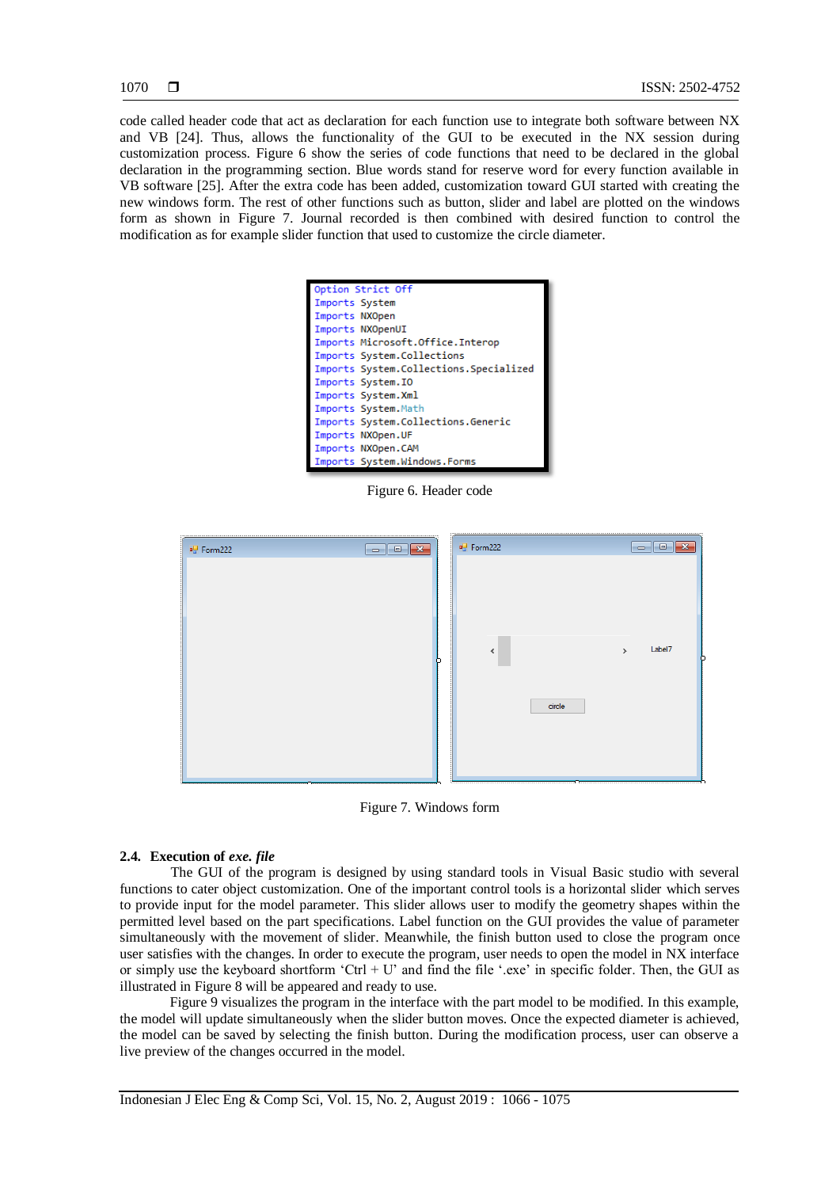code called header code that act as declaration for each function use to integrate both software between NX and VB [24]. Thus, allows the functionality of the GUI to be executed in the NX session during customization process. Figure 6 show the series of code functions that need to be declared in the global declaration in the programming section. Blue words stand for reserve word for every function available in VB software [25]. After the extra code has been added, customization toward GUI started with creating the new windows form. The rest of other functions such as button, slider and label are plotted on the windows form as shown in Figure 7. Journal recorded is then combined with desired function to control the modification as for example slider function that used to customize the circle diameter.

```
Option Strict Off
Imports System
Imports NXOpen
Imports NXOpenUI
Imports Microsoft.Office.Interop
Imports System.Collections
Imports System.Collections.Specialized
Imports System.IO
Imports System.Xml
Imports System.Math
Imports System.Collections.Generic
Imports NXOpen.UF
Imports NXOpen.CAM
Imports System.Windows.Forms
```

Figure 6. Header code

Figure 7. Windows form

### 2.4. Execution of *exe. file*

The GUI of the program is designed by using standard tools in Visual Basic studio with several functions to cater object customization. One of the important control tools is a horizontal slider which serves to provide input for the model parameter. This slider allows user to modify the geometry shapes within the permitted level based on the part specifications. Label function on the GUI provides the value of parameter simultaneously with the movement of slider. Meanwhile, the finish button used to close the program once user satisfies with the changes. In order to execute the program, user needs to open the model in NX interface or simply use the keyboard shortform 'Ctrl + U' and find the file '.exe' in specific folder. Then, the GUI as illustrated in Figure 8 will be appeared and ready to use.

Figure 9 visualizes the program in the interface with the part model to be modified. In this example, the model will update simultaneously when the slider button moves. Once the expected diameter is achieved, the model can be saved by selecting the finish button. During the modification process, user can observe a live preview of the changes occurred in the model.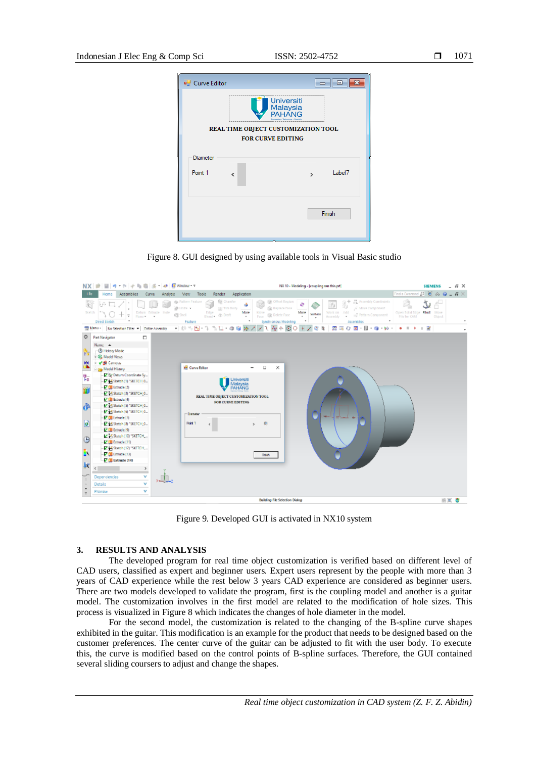Figure 8. GUI designed by using available tools in Visual Basic studio

Figure 9. Developed GUI is activated in NX10 system

## 3. RESULTS AND ANALYSIS

The developed program for real time object customization is verified based on different level of CAD users, classified as expert and beginner users. Expert users represent by the people with more than 3 years of CAD experience while the rest below 3 years CAD experience are considered as beginner users. There are two models developed to validate the program, first is the coupling model and another is a guitar model. The customization involves in the first model are related to the modification of hole sizes. This process is visualized in Figure 8 which indicates the changes of hole diameter in the model.

For the second model, the customization is related to the changing of the B-spline curve shapes exhibited in the guitar. This modification is an example for the product that needs to be designed based on the customer preferences. The center curve of the guitar can be adjusted to fit with the user body. To execute this, the curve is modified based on the control points of B-spline surfaces. Therefore, the GUI contained several sliding coursers to adjust and change the shapes.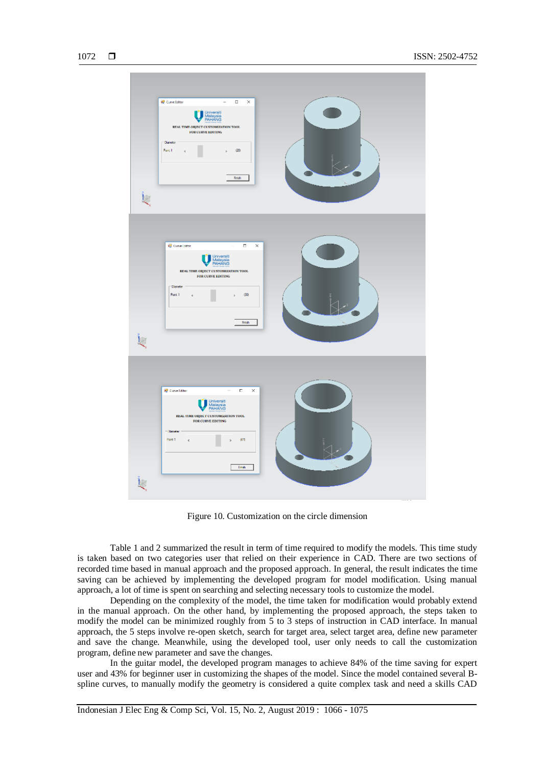Figure 10. Customization on the circle dimension

Table 1 and 2 summarized the result in term of time required to modify the models. This time study is taken based on two categories user that relied on their experience in CAD. There are two sections of recorded time based in manual approach and the proposed approach. In general, the result indicates the time saving can be achieved by implementing the developed program for model modification. Using manual approach, a lot of time is spent on searching and selecting necessary tools to customize the model.

Depending on the complexity of the model, the time taken for modification would probably extend in the manual approach. On the other hand, by implementing the proposed approach, the steps taken to modify the model can be minimized roughly from 5 to 3 steps of instruction in CAD interface. In manual approach, the 5 steps involve re-open sketch, search for target area, select target area, define new parameter and save the change. Meanwhile, using the developed tool, user only needs to call the customization program, define new parameter and save the changes.

In the guitar model, the developed program manages to achieve 84% of the time saving for expert user and 43% for beginner user in customizing the shapes of the model. Since the model contained several B-spline curves, to manually modify the geometry is considered a quite complex task and need a skills CAD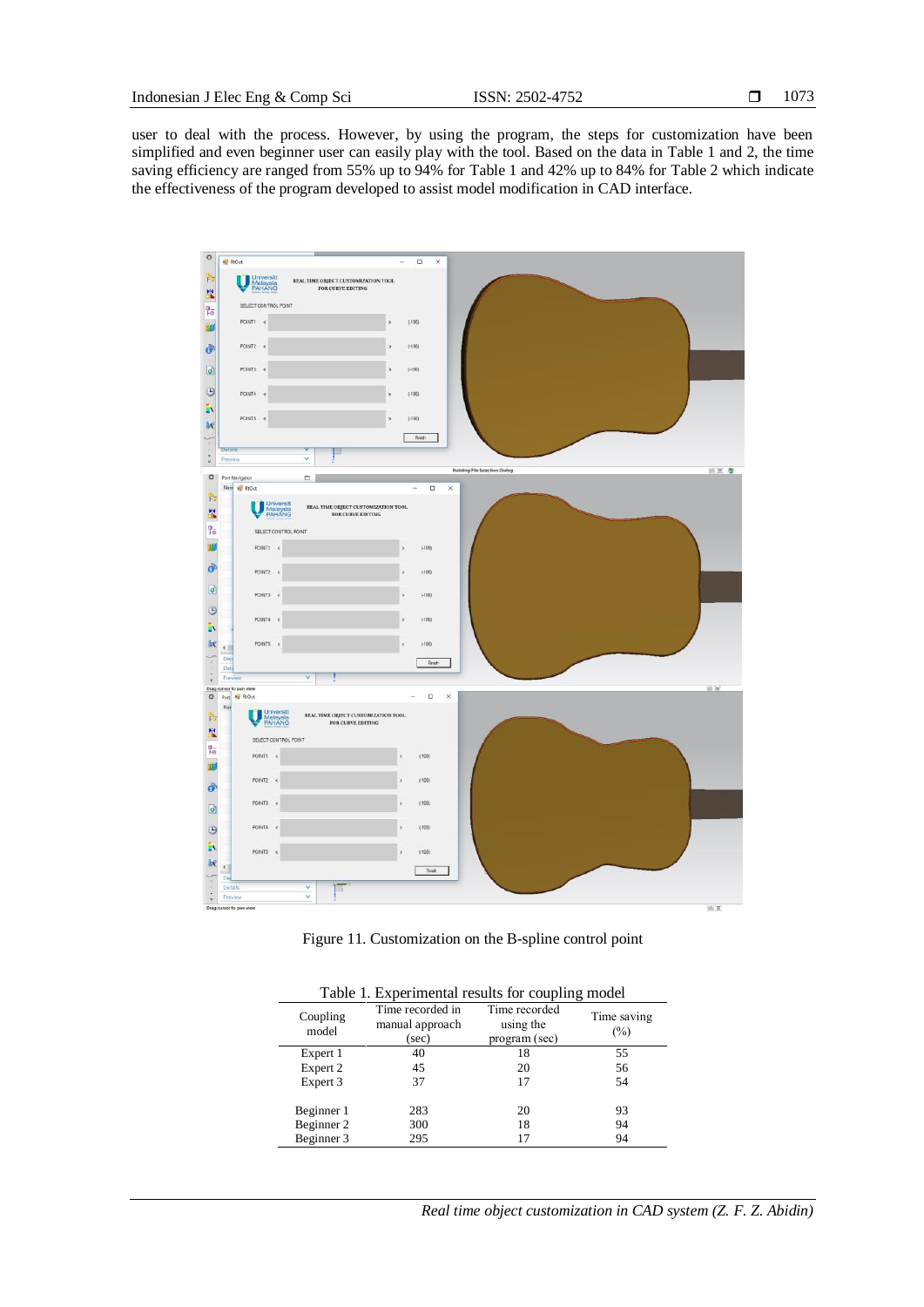user to deal with the process. However, by using the program, the steps for customization have been simplified and even beginner user can easily play with the tool. Based on the data in Table 1 and 2, the time saving efficiency are ranged from 55% up to 94% for Table 1 and 42% up to 84% for Table 2 which indicate the effectiveness of the program developed to assist model modification in CAD interface.

Figure 11. Customization on the B-spline control point

Table 1. Experimental results for coupling model

| Coupling model | Time recorded in manual approach (sec) | Time recorded using the program (sec) | Time saving (%) |
|---|---|---|---|
| Expert 1 | 40 | 18 | 55 |
| Expert 2 | 45 | 20 | 56 |
| Expert 3 | 37 | 17 | 54 |
| Beginner 1 | 283 | 20 | 93 |
| Beginner 2 | 300 | 18 | 94 |
| Beginner 3 | 295 | 17 | 94 |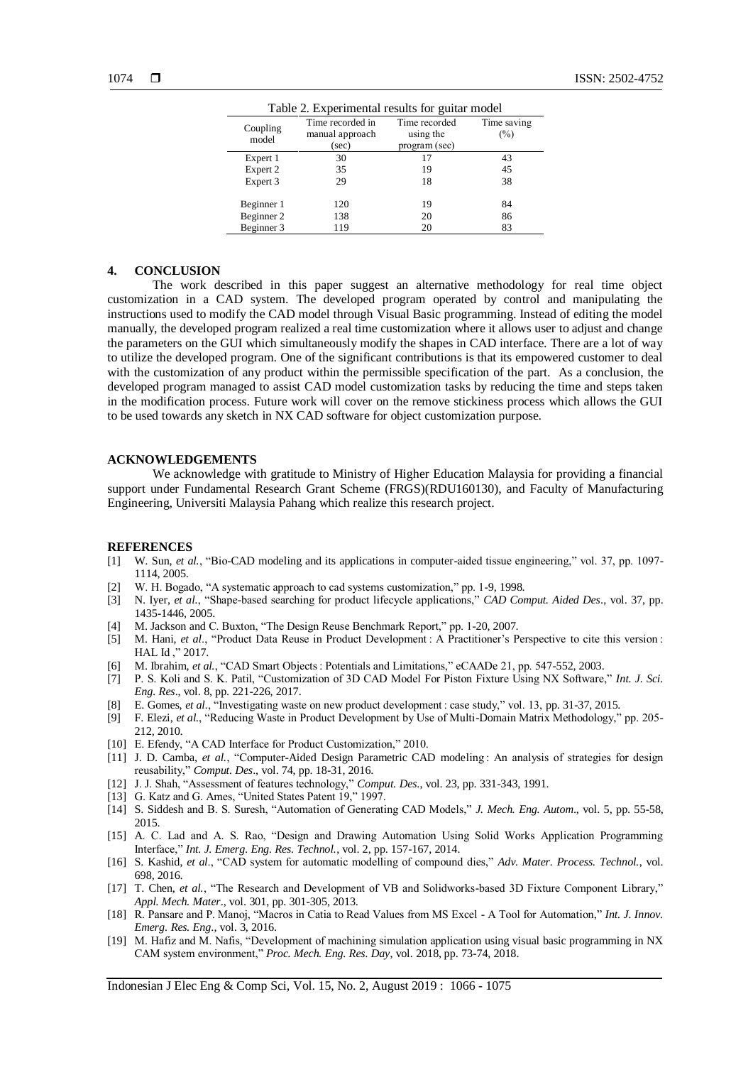Table 2. Experimental results for guitar model

| Coupling model | Time recorded in manual approach (sec) | Time recorded using the program (sec) | Time saving (%) |
|---|---|---|---|
| Expert 1 | 30 | 17 | 43 |
| Expert 2 | 35 | 19 | 45 |
| Expert 3 | 29 | 18 | 38 |
| Beginner 1 | 120 | 19 | 84 |
| Beginner 2 | 138 | 20 | 86 |
| Beginner 3 | 119 | 20 | 83 |

## 4. CONCLUSION

The work described in this paper suggest an alternative methodology for real time object customization in a CAD system. The developed program operated by control and manipulating the instructions used to modify the CAD model through Visual Basic programming. Instead of editing the model manually, the developed program realized a real time customization where it allows user to adjust and change the parameters on the GUI which simultaneously modify the shapes in CAD interface. There are a lot of way to utilize the developed program. One of the significant contributions is that its empowered customer to deal with the customization of any product within the permissible specification of the part. As a conclusion, the developed program managed to assist CAD model customization tasks by reducing the time and steps taken in the modification process. Future work will cover on the remove stickiness process which allows the GUI to be used towards any sketch in NX CAD software for object customization purpose.

## ACKNOWLEDGEMENTS

We acknowledge with gratitude to Ministry of Higher Education Malaysia for providing a financial support under Fundamental Research Grant Scheme (FRGS)(RDU160130), and Faculty of Manufacturing Engineering, Universiti Malaysia Pahang which realize this research project.

## REFERENCES

[1] W. Sun, *et al.*, "Bio-CAD modeling and its applications in computer-aided tissue engineering," vol. 37, pp. 1097-1114, 2005.
[2] W. H. Bogado, "A systematic approach to cad systems customization," pp. 1-9, 1998.
[3] N. Iyer, *et al*., "Shape-based searching for product lifecycle applications," *CAD Comput. Aided Des*., vol. 37, pp. 1435-1446, 2005.
[4] M. Jackson and C. Buxton, "The Design Reuse Benchmark Report," pp. 1-20, 2007.
[5] M. Hani, *et al*., "Product Data Reuse in Product Development : A Practitioner's Perspective to cite this version : HAL Id ," 2017.
[6] M. Ibrahim, *et al.*, "CAD Smart Objects : Potentials and Limitations," eCAADe 21, pp. 547-552, 2003.
[7] P. S. Koli and S. K. Patil, "Customization of 3D CAD Model For Piston Fixture Using NX Software," *Int. J. Sci. Eng. Res*., vol. 8, pp. 221-226, 2017.
[8] E. Gomes, *et al*., "Investigating waste on new product development : case study," vol. 13, pp. 31-37, 2015.
[9] F. Elezi, *et al*., "Reducing Waste in Product Development by Use of Multi-Domain Matrix Methodology," pp. 205-212, 2010.
[10] E. Efendy, "A CAD Interface for Product Customization," 2010.
[11] J. D. Camba, *et al.*, "Computer-Aided Design Parametric CAD modeling : An analysis of strategies for design reusability," *Comput. Des*., vol. 74, pp. 18-31, 2016.
[12] J. J. Shah, "Assessment of features technology," *Comput. Des.*, vol. 23, pp. 331-343, 1991.
[13] G. Katz and G. Ames, "United States Patent 19," 1997.
[14] S. Siddesh and B. S. Suresh, "Automation of Generating CAD Models," *J. Mech. Eng. Autom*., vol. 5, pp. 55-58, 2015.
[15] A. C. Lad and A. S. Rao, "Design and Drawing Automation Using Solid Works Application Programming Interface," *Int. J. Emerg. Eng. Res. Technol.*, vol. 2, pp. 157-167, 2014.
[16] S. Kashid, *et al*., "CAD system for automatic modelling of compound dies," *Adv. Mater. Process. Technol.*, vol. 698, 2016.
[17] T. Chen, *et al.*, "The Research and Development of VB and Solidworks-based 3D Fixture Component Library," *Appl. Mech. Mater*., vol. 301, pp. 301-305, 2013.
[18] R. Pansare and P. Manoj, "Macros in Catia to Read Values from MS Excel - A Tool for Automation," *Int. J. Innov. Emerg. Res. Eng.*, vol. 3, 2016.
[19] M. Hafiz and M. Nafis, "Development of machining simulation application using visual basic programming in NX CAM system environment," *Proc. Mech. Eng. Res. Day*, vol. 2018, pp. 73-74, 2018.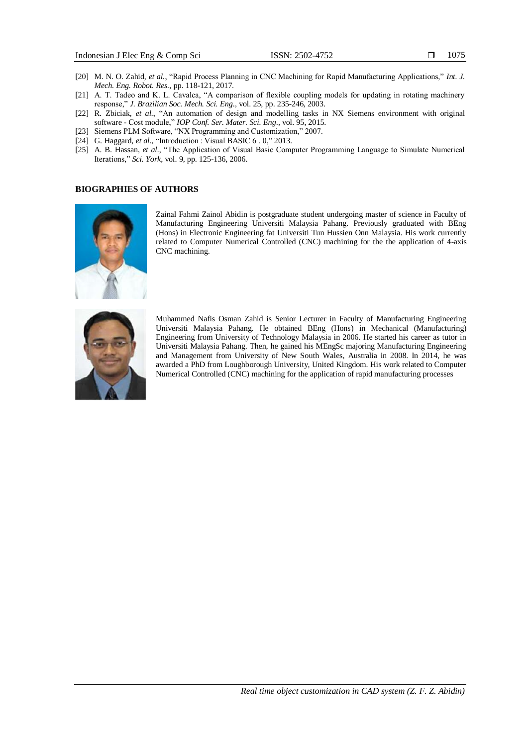[20] M. N. O. Zahid, *et al.*, "Rapid Process Planning in CNC Machining for Rapid Manufacturing Applications," *Int. J. Mech. Eng. Robot. Res.*, pp. 118-121, 2017.

[21] A. T. Tadeo and K. L. Cavalca, "A comparison of flexible coupling models for updating in rotating machinery response," *J. Brazilian Soc. Mech. Sci. Eng.*, vol. 25, pp. 235-246, 2003.

[22] R. Zbiciak, *et al.*, "An automation of design and modelling tasks in NX Siemens environment with original software - Cost module," *IOP Conf. Ser. Mater. Sci. Eng.*, vol. 95, 2015.

[23] Siemens PLM Software, "NX Programming and Customization," 2007.

[24] G. Haggard, *et al.*, "Introduction : Visual BASIC 6 . 0," 2013.

[25] A. B. Hassan, *et al.*, "The Application of Visual Basic Computer Programming Language to Simulate Numerical Iterations," *Sci. York*, vol. 9, pp. 125-136, 2006.

## BIOGRAPHIES OF AUTHORS

Zainal Fahmi Zainol Abidin is postgraduate student undergoing master of science in Faculty of Manufacturing Engineering Universiti Malaysia Pahang. Previously graduated with BEng (Hons) in Electronic Engineering fat Universiti Tun Hussien Onn Malaysia. His work currently related to Computer Numerical Controlled (CNC) machining for the the application of 4-axis CNC machining.

Muhammed Nafis Osman Zahid is Senior Lecturer in Faculty of Manufacturing Engineering Universiti Malaysia Pahang. He obtained BEng (Hons) in Mechanical (Manufacturing) Engineering from University of Technology Malaysia in 2006. He started his career as tutor in Universiti Malaysia Pahang. Then, he gained his MEngSc majoring Manufacturing Engineering and Management from University of New South Wales, Australia in 2008. In 2014, he was awarded a PhD from Loughborough University, United Kingdom. His work related to Computer Numerical Controlled (CNC) machining for the application of rapid manufacturing processes